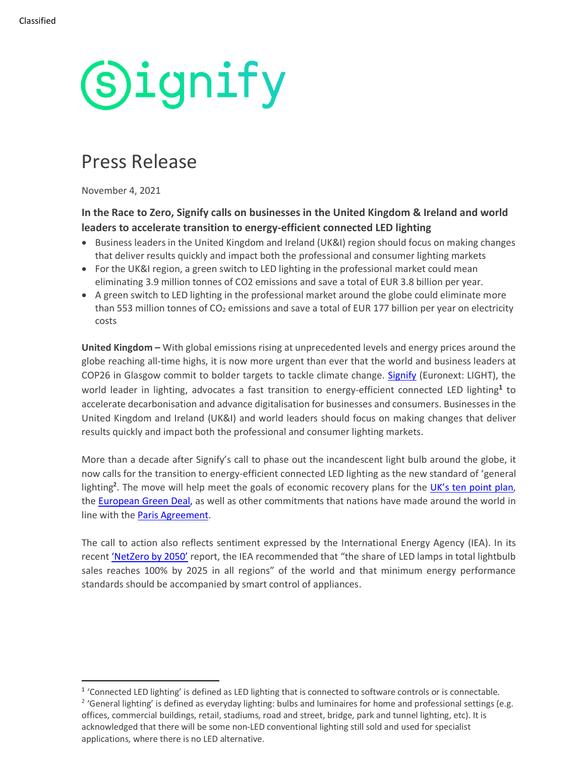Classified

# Signify

## Press Release

November 4, 2021

**In the Race to Zero, Signify calls on businesses in the United Kingdom & Ireland and world leaders to accelerate transition to energy-efficient connected LED lighting**

- Business leaders in the United Kingdom and Ireland (UK&I) region should focus on making changes that deliver results quickly and impact both the professional and consumer lighting markets
- For the UK&I region, a green switch to LED lighting in the professional market could mean eliminating 3.9 million tonnes of CO2 emissions and save a total of EUR 3.8 billion per year.
- A green switch to LED lighting in the professional market around the globe could eliminate more than 553 million tonnes of $CO_2$ emissions and save a total of EUR 177 billion per year on electricity costs

**United Kingdom –** With global emissions rising at unprecedented levels and energy prices around the globe reaching all-time highs, it is now more urgent than ever that the world and business leaders at COP26 in Glasgow commit to bolder targets to tackle climate change. Signify (Euronext: LIGHT), the world leader in lighting, advocates a fast transition to energy-efficient connected LED lighting[1] to accelerate decarbonisation and advance digitalisation for businesses and consumers. Businesses in the United Kingdom and Ireland (UK&I) and world leaders should focus on making changes that deliver results quickly and impact both the professional and consumer lighting markets.

More than a decade after Signify's call to phase out the incandescent light bulb around the globe, it now calls for the transition to energy-efficient connected LED lighting as the new standard of 'general lighting[2]. The move will help meet the goals of economic recovery plans for the UK's ten point plan, the European Green Deal, as well as other commitments that nations have made around the world in line with the Paris Agreement.

The call to action also reflects sentiment expressed by the International Energy Agency (IEA). In its recent 'NetZero by 2050' report, the IEA recommended that "the share of LED lamps in total lightbulb sales reaches 100% by 2025 in all regions" of the world and that minimum energy performance standards should be accompanied by smart control of appliances.

---

[1] 'Connected LED lighting' is defined as LED lighting that is connected to software controls or is connectable.

[2] 'General lighting' is defined as everyday lighting: bulbs and luminaires for home and professional settings (e.g. offices, commercial buildings, retail, stadiums, road and street, bridge, park and tunnel lighting, etc). It is acknowledged that there will be some non-LED conventional lighting still sold and used for specialist applications, where there is no LED alternative.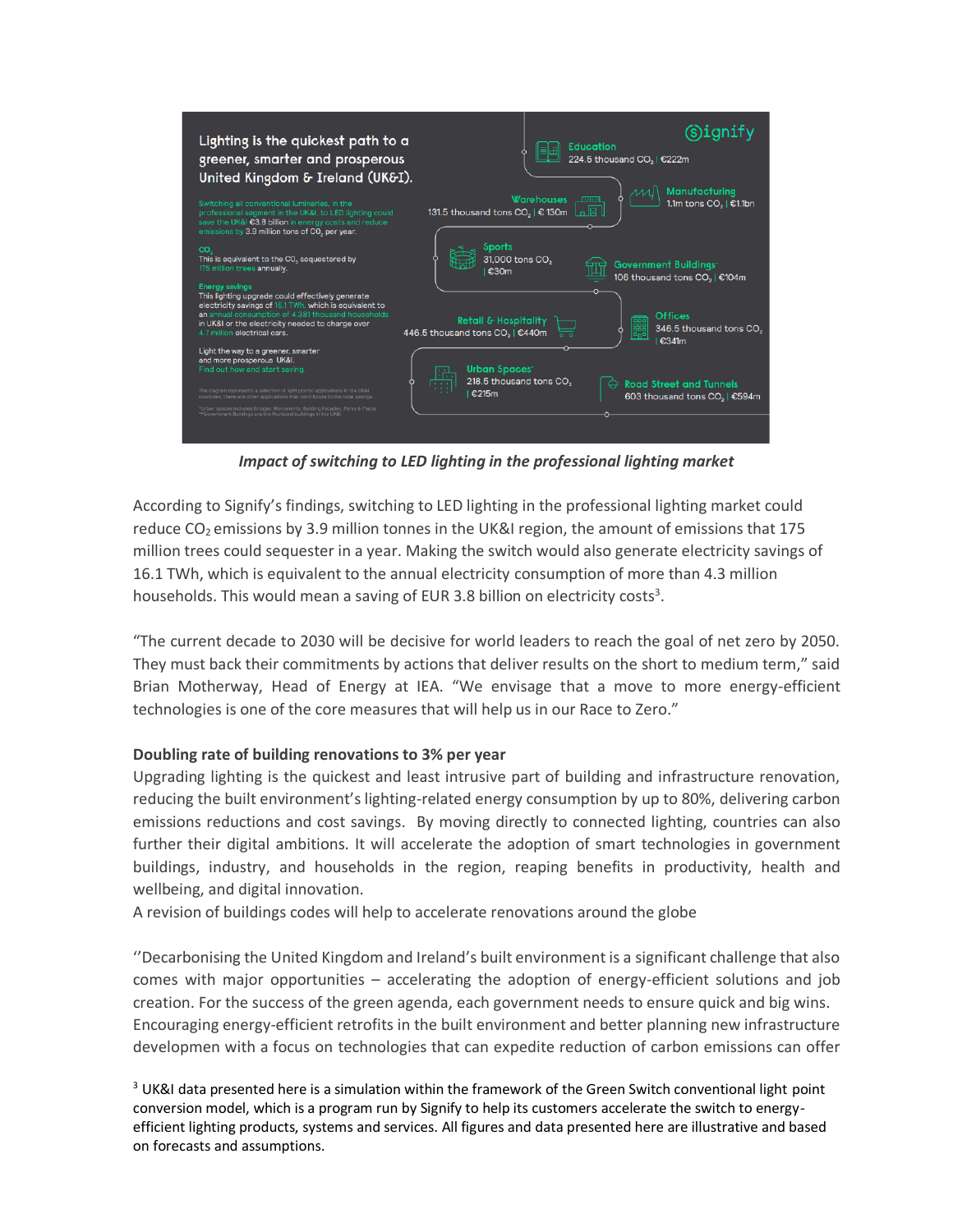Lighting is the quickest path to a greener, smarter and prosperous United Kingdom & Ireland (UK&I).

Switching all conventional luminaries, in the professional segment in the UK&I, to LED lighting could save the UK&I €3.8 billion in energy costs and reduce emissions by 3.9 million tons of $CO_2$ per year.

$CO_2$
This is equivalent to the $CO_2$ sequestered by 175 million trees annually.

Energy savings
This lighting upgrade could effectively generate electricity savings of 16.1 TWh, which is equivalent to an annual consumption of 4.381 thousand households in UK&I or the electricity needed to charge over 4.7 million electrical cars.

Light the way to a greener, smarter and more prosperous UK&I.
Find out how and start saving.

The diagram represents a selection of light points' applications in the UK&I countries. There are other applications that contribute to the total savings.

*Urban spaces includes Bridges, Monuments, Building Facades, Parks & Plazas
**Government Buildings are the Municipal buildings in the UK&I

- Education: 224.5 thousand $CO_2$ | €222m
- Manufacturing: 1.1m tons $CO_2$ | €1.1bn
- Warehouses: 131.5 thousand tons $CO_2$ | € 130m
- Sports: 31,000 tons $CO_2$ | €30m
- Government Buildings**: 106 thousand tons $CO_2$ | €104m
- Retail & Hospitality: 446.5 thousand tons $CO_2$ | €440m
- Offices: 346.5 thousand tons $CO_2$ | €341m
- Urban Spaces*: 218.5 thousand tons $CO_2$ | €215m
- Road Street and Tunnels: 603 thousand tons $CO_2$ | €594m

*Impact of switching to LED lighting in the professional lighting market*

According to Signify's findings, switching to LED lighting in the professional lighting market could reduce $CO_2$ emissions by 3.9 million tonnes in the UK&I region, the amount of emissions that 175 million trees could sequester in a year. Making the switch would also generate electricity savings of 16.1 TWh, which is equivalent to the annual electricity consumption of more than 4.3 million households. This would mean a saving of EUR 3.8 billion on electricity costs[3].

"The current decade to 2030 will be decisive for world leaders to reach the goal of net zero by 2050. They must back their commitments by actions that deliver results on the short to medium term," said Brian Motherway, Head of Energy at IEA. "We envisage that a move to more energy-efficient technologies is one of the core measures that will help us in our Race to Zero."

**Doubling rate of building renovations to 3% per year**

Upgrading lighting is the quickest and least intrusive part of building and infrastructure renovation, reducing the built environment's lighting-related energy consumption by up to 80%, delivering carbon emissions reductions and cost savings. By moving directly to connected lighting, countries can also further their digital ambitions. It will accelerate the adoption of smart technologies in government buildings, industry, and households in the region, reaping benefits in productivity, health and wellbeing, and digital innovation.

A revision of buildings codes will help to accelerate renovations around the globe

''Decarbonising the United Kingdom and Ireland's built environment is a significant challenge that also comes with major opportunities – accelerating the adoption of energy-efficient solutions and job creation. For the success of the green agenda, each government needs to ensure quick and big wins. Encouraging energy-efficient retrofits in the built environment and better planning new infrastructure developmen with a focus on technologies that can expedite reduction of carbon emissions can offer

[3] UK&I data presented here is a simulation within the framework of the Green Switch conventional light point conversion model, which is a program run by Signify to help its customers accelerate the switch to energy-efficient lighting products, systems and services. All figures and data presented here are illustrative and based on forecasts and assumptions.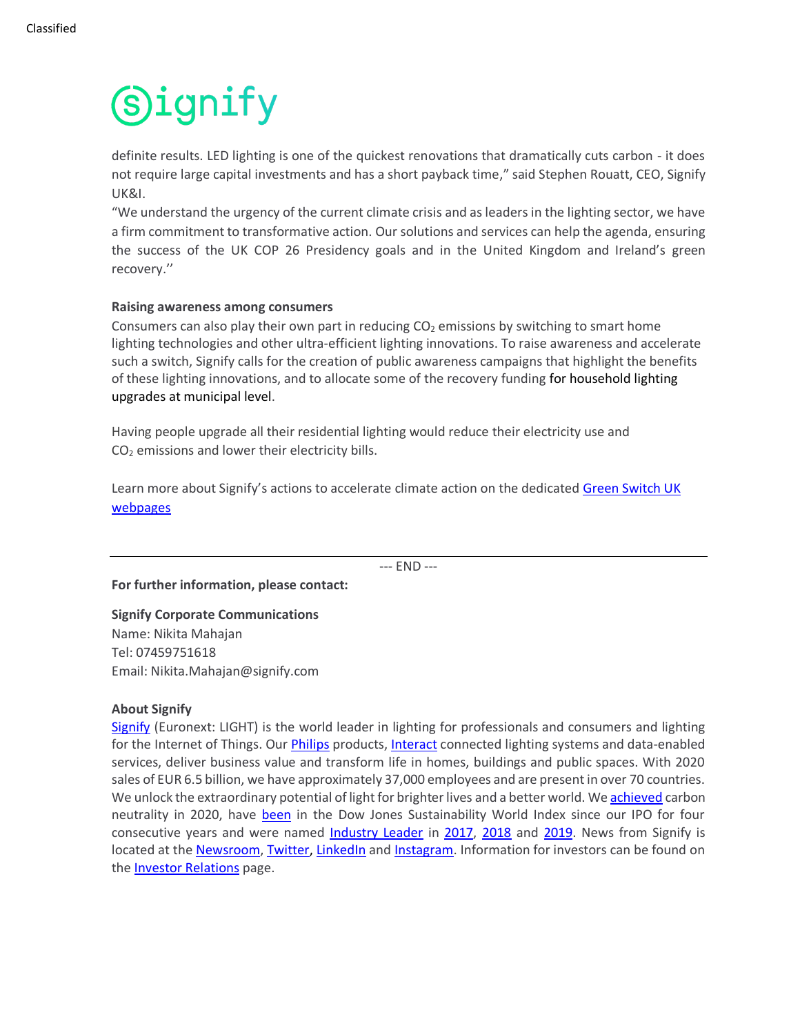definite results. LED lighting is one of the quickest renovations that dramatically cuts carbon - it does not require large capital investments and has a short payback time," said Stephen Rouatt, CEO, Signify UK&I.

"We understand the urgency of the current climate crisis and as leaders in the lighting sector, we have a firm commitment to transformative action. Our solutions and services can help the agenda, ensuring the success of the UK COP 26 Presidency goals and in the United Kingdom and Ireland's green recovery.''

**Raising awareness among consumers**

Consumers can also play their own part in reducing $CO_2$ emissions by switching to smart home lighting technologies and other ultra-efficient lighting innovations. To raise awareness and accelerate such a switch, Signify calls for the creation of public awareness campaigns that highlight the benefits of these lighting innovations, and to allocate some of the recovery funding for household lighting upgrades at municipal level.

Having people upgrade all their residential lighting would reduce their electricity use and $CO_2$ emissions and lower their electricity bills.

Learn more about Signify's actions to accelerate climate action on the dedicated Green Switch UK webpages

--- END ---

**For further information, please contact:**

**Signify Corporate Communications**
Name: Nikita Mahajan
Tel: 07459751618
Email: Nikita.Mahajan@signify.com

**About Signify**

Signify (Euronext: LIGHT) is the world leader in lighting for professionals and consumers and lighting for the Internet of Things. Our Philips products, Interact connected lighting systems and data-enabled services, deliver business value and transform life in homes, buildings and public spaces. With 2020 sales of EUR 6.5 billion, we have approximately 37,000 employees and are present in over 70 countries. We unlock the extraordinary potential of light for brighter lives and a better world. We achieved carbon neutrality in 2020, have been in the Dow Jones Sustainability World Index since our IPO for four consecutive years and were named Industry Leader in 2017, 2018 and 2019. News from Signify is located at the Newsroom, Twitter, LinkedIn and Instagram. Information for investors can be found on the Investor Relations page.